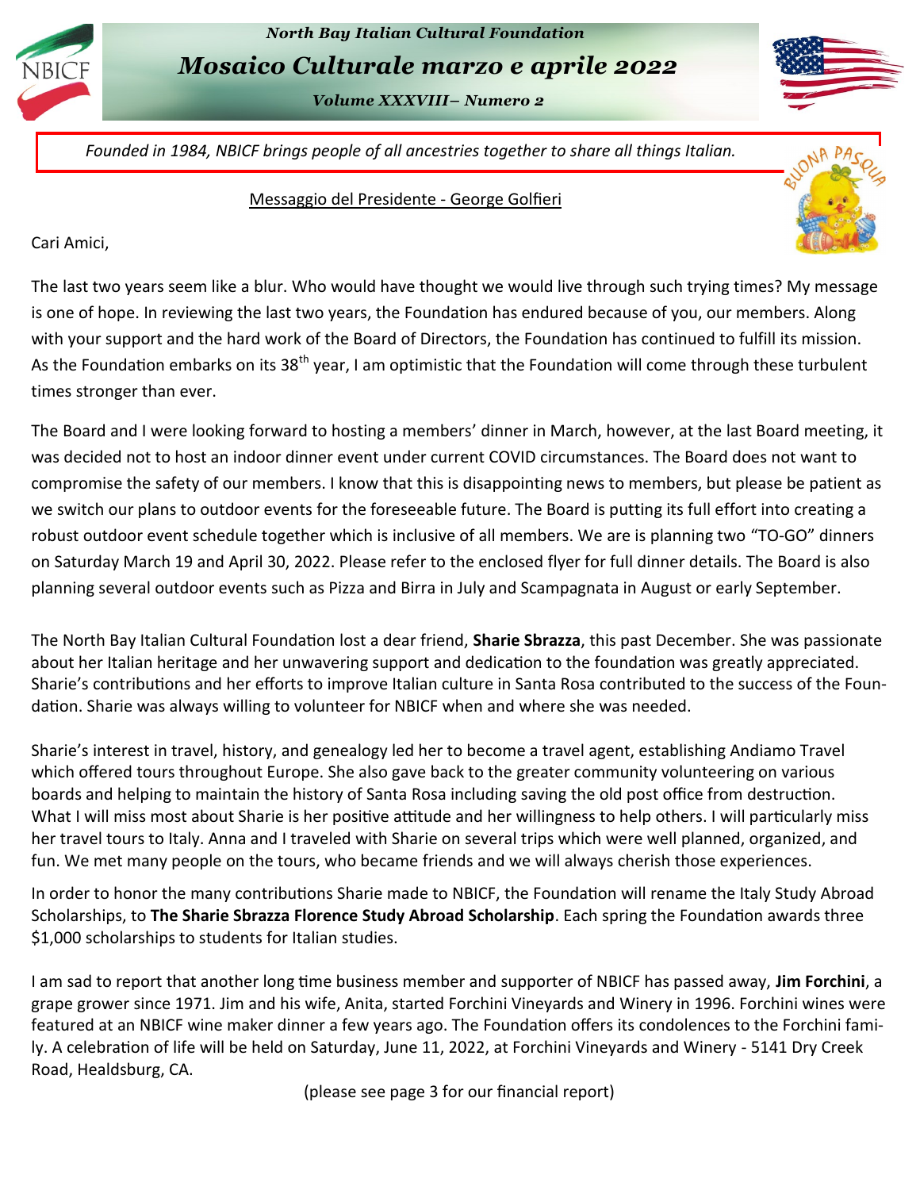*North Bay Italian Cultural Foundation*

# *Mosaico Culturale marzo e aprile 2022*

*Volume XXXVIII– Numero 2*

*Founded in 1984, NBICF brings people of all ancestries together to share all things Italian.*

## Messaggio del Presidente - George Golfieri

Cari Amici,

The last two years seem like a blur. Who would have thought we would live through such trying times? My message is one of hope. In reviewing the last two years, the Foundation has endured because of you, our members. Along with your support and the hard work of the Board of Directors, the Foundation has continued to fulfill its mission. As the Foundation embarks on its 38th year, I am optimistic that the Foundation will come through these turbulent times stronger than ever.

The Board and I were looking forward to hosting a members' dinner in March, however, at the last Board meeting, it was decided not to host an indoor dinner event under current COVID circumstances. The Board does not want to compromise the safety of our members. I know that this is disappointing news to members, but please be patient as we switch our plans to outdoor events for the foreseeable future. The Board is putting its full effort into creating a robust outdoor event schedule together which is inclusive of all members. We are is planning two "TO-GO" dinners on Saturday March 19 and April 30, 2022. Please refer to the enclosed flyer for full dinner details. The Board is also planning several outdoor events such as Pizza and Birra in July and Scampagnata in August or early September.

The North Bay Italian Cultural Foundation lost a dear friend, **Sharie Sbrazza**, this past December. She was passionate about her Italian heritage and her unwavering support and dedication to the foundation was greatly appreciated. Sharie's contributions and her efforts to improve Italian culture in Santa Rosa contributed to the success of the Foundation. Sharie was always willing to volunteer for NBICF when and where she was needed.

Sharie's interest in travel, history, and genealogy led her to become a travel agent, establishing Andiamo Travel which offered tours throughout Europe. She also gave back to the greater community volunteering on various boards and helping to maintain the history of Santa Rosa including saving the old post office from destruction. What I will miss most about Sharie is her positive attitude and her willingness to help others. I will particularly miss her travel tours to Italy. Anna and I traveled with Sharie on several trips which were well planned, organized, and fun. We met many people on the tours, who became friends and we will always cherish those experiences.

In order to honor the many contributions Sharie made to NBICF, the Foundation will rename the Italy Study Abroad Scholarships, to **The Sharie Sbrazza Florence Study Abroad Scholarship**. Each spring the Foundation awards three $1,000 scholarships to students for Italian studies.

I am sad to report that another long time business member and supporter of NBICF has passed away, **Jim Forchini**, a grape grower since 1971. Jim and his wife, Anita, started Forchini Vineyards and Winery in 1996. Forchini wines were featured at an NBICF wine maker dinner a few years ago. The Foundation offers its condolences to the Forchini family. A celebration of life will be held on Saturday, June 11, 2022, at Forchini Vineyards and Winery - 5141 Dry Creek Road, Healdsburg, CA.

(please see page 3 for our financial report)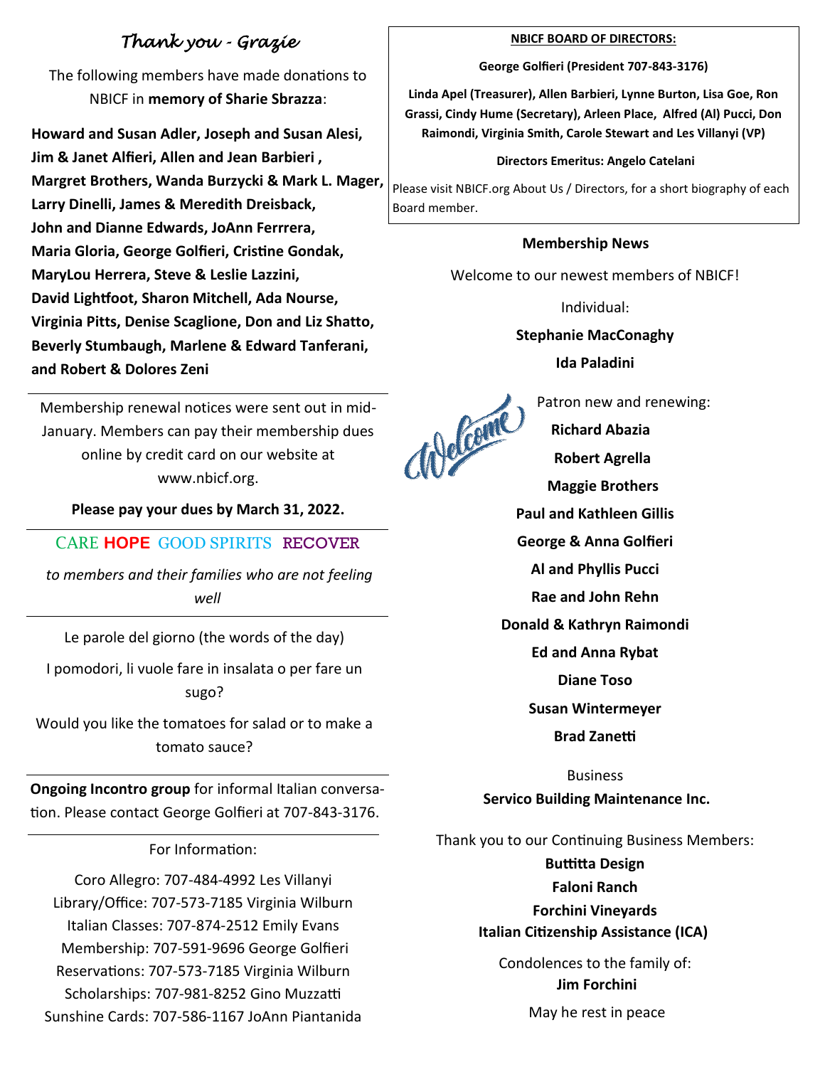## *Thank you - Grazie*

The following members have made donations to NBICF in **memory of Sharie Sbrazza**:

**Howard and Susan Adler, Joseph and Susan Alesi, Jim & Janet Alfieri, Allen and Jean Barbieri , Margret Brothers, Wanda Burzycki & Mark L. Mager, Larry Dinelli, James & Meredith Dreisback, John and Dianne Edwards, JoAnn Ferrrera, Maria Gloria, George Golfieri, Cristine Gondak, MaryLou Herrera, Steve & Leslie Lazzini, David Lightfoot, Sharon Mitchell, Ada Nourse, Virginia Pitts, Denise Scaglione, Don and Liz Shatto, Beverly Stumbaugh, Marlene & Edward Tanferani, and Robert & Dolores Zeni**

---

Membership renewal notices were sent out in mid-January. Members can pay their membership dues online by credit card on our website at www.nbicf.org.

**Please pay your dues by March 31, 2022.**

---

CARE **HOPE** GOOD SPIRITS RECOVER

*to members and their families who are not feeling well*

---

Le parole del giorno (the words of the day)

I pomodori, li vuole fare in insalata o per fare un sugo?

Would you like the tomatoes for salad or to make a tomato sauce?

---

**Ongoing Incontro group** for informal Italian conversation. Please contact George Golfieri at 707-843-3176.

---

For Information:

Coro Allegro: 707-484-4992 Les Villanyi
Library/Office: 707-573-7185 Virginia Wilburn
Italian Classes: 707-874-2512 Emily Evans
Membership: 707-591-9696 George Golfieri
Reservations: 707-573-7185 Virginia Wilburn
Scholarships: 707-981-8252 Gino Muzzatti
Sunshine Cards: 707-586-1167 JoAnn Piantanida

---

**NBICF BOARD OF DIRECTORS:**

**George Golfieri (President 707-843-3176)**

**Linda Apel (Treasurer), Allen Barbieri, Lynne Burton, Lisa Goe, Ron Grassi, Cindy Hume (Secretary), Arleen Place, Alfred (Al) Pucci, Don Raimondi, Virginia Smith, Carole Stewart and Les Villanyi (VP)**

**Directors Emeritus: Angelo Catelani**

Please visit NBICF.org About Us / Directors, for a short biography of each Board member.

---

**Membership News**

Welcome to our newest members of NBICF!

Individual:

**Stephanie MacConaghy**
**Ida Paladini**

Patron new and renewing:

**Richard Abazia**
**Robert Agrella**
**Maggie Brothers**
**Paul and Kathleen Gillis**
**George & Anna Golfieri**
**Al and Phyllis Pucci**
**Rae and John Rehn**
**Donald & Kathryn Raimondi**
**Ed and Anna Rybat**
**Diane Toso**
**Susan Wintermeyer**
**Brad Zanetti**

Business

**Servico Building Maintenance Inc.**

Thank you to our Continuing Business Members:

**Buttitta Design**
**Faloni Ranch**
**Forchini Vineyards**
**Italian Citizenship Assistance (ICA)**

Condolences to the family of:
**Jim Forchini**

May he rest in peace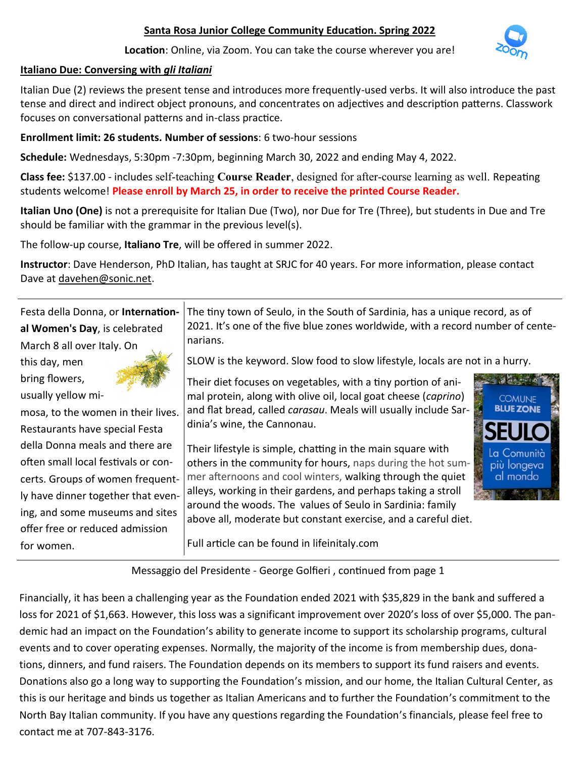**Santa Rosa Junior College Community Education. Spring 2022**

**Location**: Online, via Zoom. You can take the course wherever you are!

**Italiano Due: Conversing with *gli Italiani***

Italian Due (2) reviews the present tense and introduces more frequently-used verbs. It will also introduce the past tense and direct and indirect object pronouns, and concentrates on adjectives and description patterns. Classwork focuses on conversational patterns and in-class practice.

**Enrollment limit: 26 students. Number of sessions**: 6 two-hour sessions

**Schedule:** Wednesdays, 5:30pm -7:30pm, beginning March 30, 2022 and ending May 4, 2022.

**Class fee:** $137.00 - includes self-teaching **Course Reader**, designed for after-course learning as well. Repeating students welcome! **Please enroll by March 25, in order to receive the printed Course Reader.**

**Italian Uno (One)** is not a prerequisite for Italian Due (Two), nor Due for Tre (Three), but students in Due and Tre should be familiar with the grammar in the previous level(s).

The follow-up course, **Italiano Tre**, will be offered in summer 2022.

**Instructor**: Dave Henderson, PhD Italian, has taught at SRJC for 40 years. For more information, please contact Dave at davehen@sonic.net.

---

Festa della Donna, or **International Women's Day**, is celebrated March 8 all over Italy. On this day, men bring flowers, usually yellow mimosa, to the women in their lives. Restaurants have special Festa della Donna meals and there are often small local festivals or concerts. Groups of women frequently have dinner together that evening, and some museums and sites offer free or reduced admission for women.

The tiny town of Seulo, in the South of Sardinia, has a unique record, as of 2021. It's one of the five blue zones worldwide, with a record number of centenarians.

SLOW is the keyword. Slow food to slow lifestyle, locals are not in a hurry.

Their diet focuses on vegetables, with a tiny portion of animal protein, along with olive oil, local goat cheese (*caprino*) and flat bread, called *carasau*. Meals will usually include Sardinia's wine, the Cannonau.

Their lifestyle is simple, chatting in the main square with others in the community for hours, naps during the hot summer afternoons and cool winters, walking through the quiet alleys, working in their gardens, and perhaps taking a stroll around the woods. The values of Seulo in Sardinia: family above all, moderate but constant exercise, and a careful diet.

Full article can be found in lifeinitaly.com

---

Messaggio del Presidente - George Golfieri , continued from page 1

Financially, it has been a challenging year as the Foundation ended 2021 with $35,829 in the bank and suffered a loss for 2021 of $1,663. However, this loss was a significant improvement over 2020's loss of over $5,000. The pandemic had an impact on the Foundation's ability to generate income to support its scholarship programs, cultural events and to cover operating expenses. Normally, the majority of the income is from membership dues, donations, dinners, and fund raisers. The Foundation depends on its members to support its fund raisers and events. Donations also go a long way to supporting the Foundation's mission, and our home, the Italian Cultural Center, as this is our heritage and binds us together as Italian Americans and to further the Foundation's commitment to the North Bay Italian community. If you have any questions regarding the Foundation's financials, please feel free to contact me at 707-843-3176.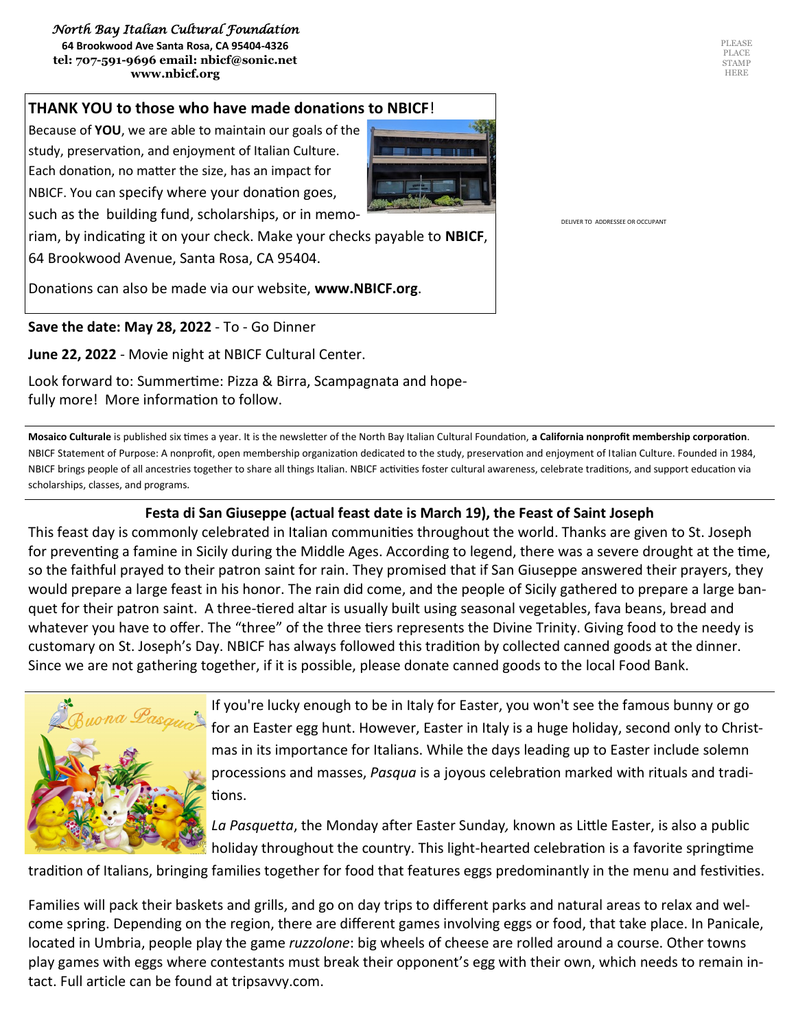*North Bay Italian Cultural Foundation*
**64 Brookwood Ave Santa Rosa, CA 95404-4326**
**tel: 707-591-9696 email: nbicf@sonic.net**
**www.nbicf.org**

PLEASE PLACE STAMP HERE

DELIVER TO ADDRESSEE OR OCCUPANT

**THANK YOU to those who have made donations to NBICF**!

Because of **YOU**, we are able to maintain our goals of the study, preservation, and enjoyment of Italian Culture. Each donation, no matter the size, has an impact for NBICF. You can specify where your donation goes, such as the building fund, scholarships, or in memoriam, by indicating it on your check. Make your checks payable to **NBICF**, 64 Brookwood Avenue, Santa Rosa, CA 95404.

Donations can also be made via our website, **www.NBICF.org**.

**Save the date: May 28, 2022** - To - Go Dinner

**June 22, 2022** - Movie night at NBICF Cultural Center.

Look forward to: Summertime: Pizza & Birra, Scampagnata and hopefully more! More information to follow.

**Mosaico Culturale** is published six times a year. It is the newsletter of the North Bay Italian Cultural Foundation, **a California nonprofit membership corporation**. NBICF Statement of Purpose: A nonprofit, open membership organization dedicated to the study, preservation and enjoyment of Italian Culture. Founded in 1984, NBICF brings people of all ancestries together to share all things Italian. NBICF activities foster cultural awareness, celebrate traditions, and support education via scholarships, classes, and programs.

## Festa di San Giuseppe (actual feast date is March 19), the Feast of Saint Joseph

This feast day is commonly celebrated in Italian communities throughout the world. Thanks are given to St. Joseph for preventing a famine in Sicily during the Middle Ages. According to legend, there was a severe drought at the time, so the faithful prayed to their patron saint for rain. They promised that if San Giuseppe answered their prayers, they would prepare a large feast in his honor. The rain did come, and the people of Sicily gathered to prepare a large banquet for their patron saint. A three-tiered altar is usually built using seasonal vegetables, fava beans, bread and whatever you have to offer. The "three" of the three tiers represents the Divine Trinity. Giving food to the needy is customary on St. Joseph's Day. NBICF has always followed this tradition by collected canned goods at the dinner. Since we are not gathering together, if it is possible, please donate canned goods to the local Food Bank.

If you're lucky enough to be in Italy for Easter, you won't see the famous bunny or go for an Easter egg hunt. However, Easter in Italy is a huge holiday, second only to Christmas in its importance for Italians. While the days leading up to Easter include solemn processions and masses, *Pasqua* is a joyous celebration marked with rituals and traditions.

*La Pasquetta*, the Monday after Easter Sunday*,* known as Little Easter, is also a public holiday throughout the country. This light-hearted celebration is a favorite springtime tradition of Italians, bringing families together for food that features eggs predominantly in the menu and festivities.

Families will pack their baskets and grills, and go on day trips to different parks and natural areas to relax and welcome spring. Depending on the region, there are different games involving eggs or food, that take place. In Panicale, located in Umbria, people play the game *ruzzolone*: big wheels of cheese are rolled around a course. Other towns play games with eggs where contestants must break their opponent's egg with their own, which needs to remain intact. Full article can be found at tripsavvy.com.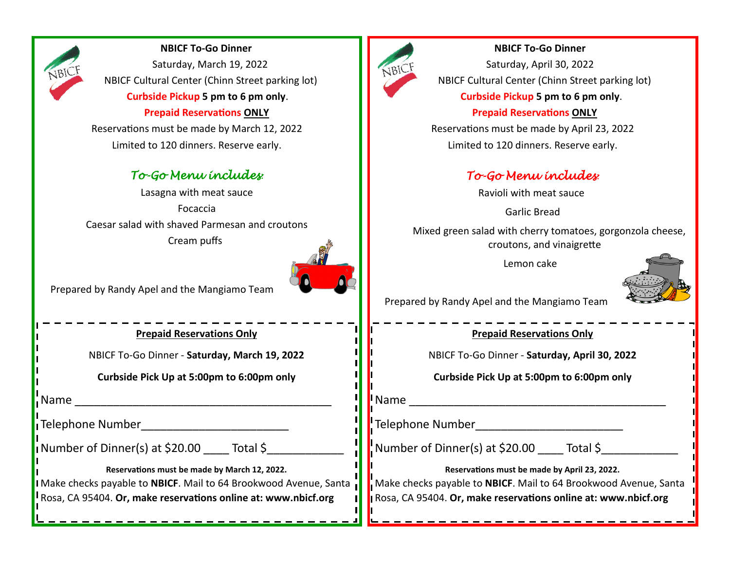NBICF

**NBICF To-Go Dinner**

Saturday, March 19, 2022

NBICF Cultural Center (Chinn Street parking lot)

**Curbside Pickup 5 pm to 6 pm only**.

**Prepaid Reservations ONLY**

Reservations must be made by March 12, 2022

Limited to 120 dinners. Reserve early.

*To-Go Menu includes:*

Lasagna with meat sauce

Focaccia

Caesar salad with shaved Parmesan and croutons

Cream puffs

Prepared by Randy Apel and the Mangiamo Team

---

**Prepaid Reservations Only**

NBICF To-Go Dinner - **Saturday, March 19, 2022**

**Curbside Pick Up at 5:00pm to 6:00pm only**

Name ________________________________________

Telephone Number_______________________

Number of Dinner(s) at $20.00 ____ Total $____________

**Reservations must be made by March 12, 2022.**

Make checks payable to **NBICF**. Mail to 64 Brookwood Avenue, Santa Rosa, CA 95404. **Or, make reservations online at: www.nbicf.org**

---

NBICF

**NBICF To-Go Dinner**

Saturday, April 30, 2022

NBICF Cultural Center (Chinn Street parking lot)

**Curbside Pickup 5 pm to 6 pm only**.

**Prepaid Reservations ONLY**

Reservations must be made by April 23, 2022

Limited to 120 dinners. Reserve early.

*To-Go Menu includes:*

Ravioli with meat sauce

Garlic Bread

Mixed green salad with cherry tomatoes, gorgonzola cheese, croutons, and vinaigrette

Lemon cake

Prepared by Randy Apel and the Mangiamo Team

---

**Prepaid Reservations Only**

NBICF To-Go Dinner - **Saturday, April 30, 2022**

**Curbside Pick Up at 5:00pm to 6:00pm only**

Name ________________________________________

Telephone Number_______________________

Number of Dinner(s) at $20.00 ____ Total $____________

**Reservations must be made by April 23, 2022.**

Make checks payable to **NBICF**. Mail to 64 Brookwood Avenue, Santa Rosa, CA 95404. **Or, make reservations online at: www.nbicf.org**